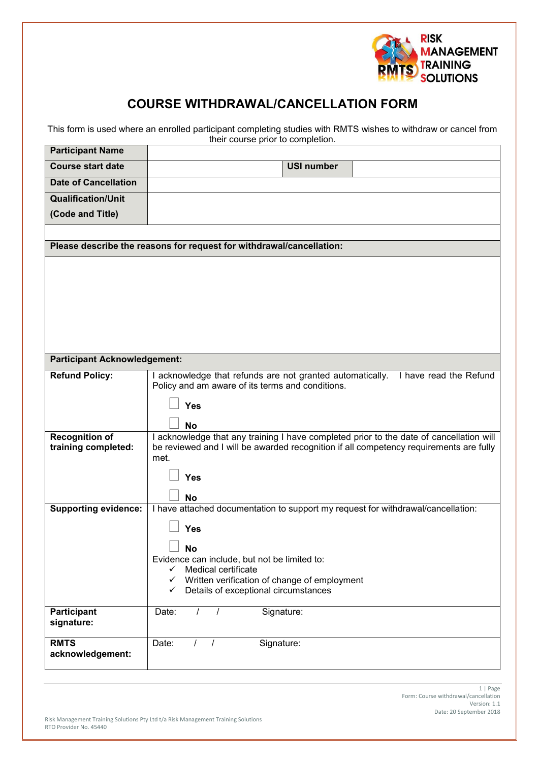RISK MANAGEMENT TRAINING SOLUTIONS

# COURSE WITHDRAWAL/CANCELLATION FORM

This form is used where an enrolled participant completing studies with RMTS wishes to withdraw or cancel from their course prior to completion.

| | | | |
|---|---|---|---|
| **Participant Name** | | | |
| **Course start date** | | **USI number** | |
| **Date of Cancellation** | | | |
| **Qualification/Unit (Code and Title)** | | | |

| |
|---|
| **Please describe the reasons for request for withdrawal/cancellation:** |
| |

| **Participant Acknowledgement:** | |
|---|---|
| **Refund Policy:** | I acknowledge that refunds are not granted automatically. I have read the Refund Policy and am aware of its terms and conditions.<br>☐ **Yes**<br>☐ **No** |
| **Recognition of training completed:** | I acknowledge that any training I have completed prior to the date of cancellation will be reviewed and I will be awarded recognition if all competency requirements are fully met.<br>☐ **Yes**<br>☐ **No** |
| **Supporting evidence:** | I have attached documentation to support my request for withdrawal/cancellation:<br>☐ **Yes**<br>☐ **No**<br>Evidence can include, but not be limited to:<br>✓ Medical certificate<br>✓ Written verification of change of employment<br>✓ Details of exceptional circumstances |
| **Participant signature:** | Date: / / Signature: |
| **RMTS acknowledgement:** | Date: / / Signature: |

Form: Course withdrawal/cancellation
Version: 1.1
Date: 20 September 2018

Risk Management Training Solutions Pty Ltd t/a Risk Management Training Solutions
RTO Provider No. 45440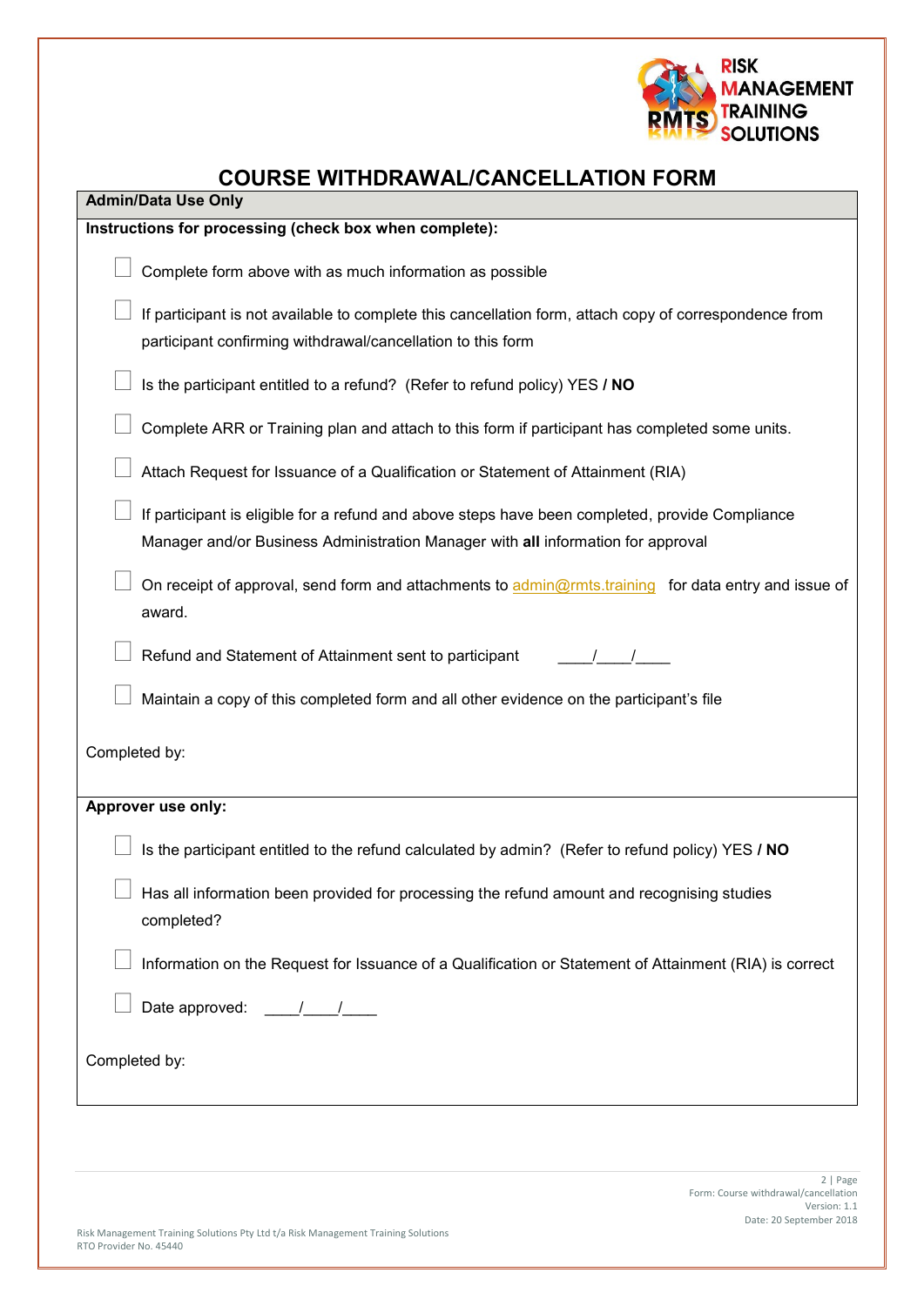# COURSE WITHDRAWAL/CANCELLATION FORM

**Admin/Data Use Only**

**Instructions for processing (check box when complete):**

- ☐ Complete form above with as much information as possible
- ☐ If participant is not available to complete this cancellation form, attach copy of correspondence from participant confirming withdrawal/cancellation to this form
- ☐ Is the participant entitled to a refund? (Refer to refund policy) YES **/ NO**
- ☐ Complete ARR or Training plan and attach to this form if participant has completed some units.
- ☐ Attach Request for Issuance of a Qualification or Statement of Attainment (RIA)
- ☐ If participant is eligible for a refund and above steps have been completed, provide Compliance Manager and/or Business Administration Manager with **all** information for approval
- ☐ On receipt of approval, send form and attachments to admin@rmts.training for data entry and issue of award.
- ☐ Refund and Statement of Attainment sent to participant \_\_\_\_/\_\_\_\_/\_\_\_\_
- ☐ Maintain a copy of this completed form and all other evidence on the participant's file

Completed by:

**Approver use only:**

- ☐ Is the participant entitled to the refund calculated by admin? (Refer to refund policy) YES **/ NO**
- ☐ Has all information been provided for processing the refund amount and recognising studies completed?
- ☐ Information on the Request for Issuance of a Qualification or Statement of Attainment (RIA) is correct
- ☐ Date approved: \_\_\_\_/\_\_\_\_/\_\_\_\_

Completed by:

Form: Course withdrawal/cancellation
Version: 1.1
Date: 20 September 2018

Risk Management Training Solutions Pty Ltd t/a Risk Management Training Solutions
RTO Provider No. 45440